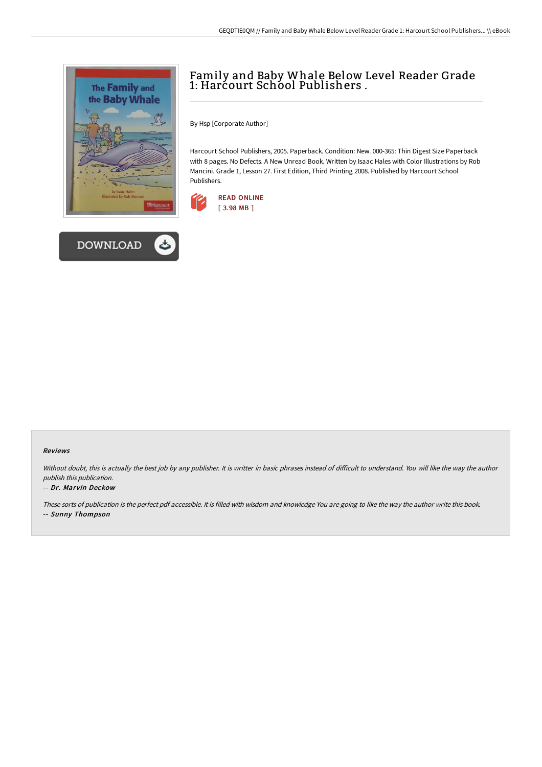# Family and Baby Whale Below Level Reader Grade 1: Harcourt School Publishers .

By Hsp [Corporate Author]

Harcourt School Publishers, 2005. Paperback. Condition: New. 000-365: Thin Digest Size Paperback with 8 pages. No Defects. A New Unread Book. Written by Isaac Hales with Color Illustrations by Rob Mancini. Grade 1, Lesson 27. First Edition, Third Printing 2008. Published by Harcourt School Publishers.

READ ONLINE
[ 3.98 MB ]

DOWNLOAD

### Reviews

*Without doubt, this is actually the best job by any publisher. It is writter in basic phrases instead of difficult to understand. You will like the way the author publish this publication.*

*-- Dr. Marvin Deckow*

*These sorts of publication is the perfect pdf accessible. It is filled with wisdom and knowledge You are going to like the way the author write this book.*

*-- Sunny Thompson*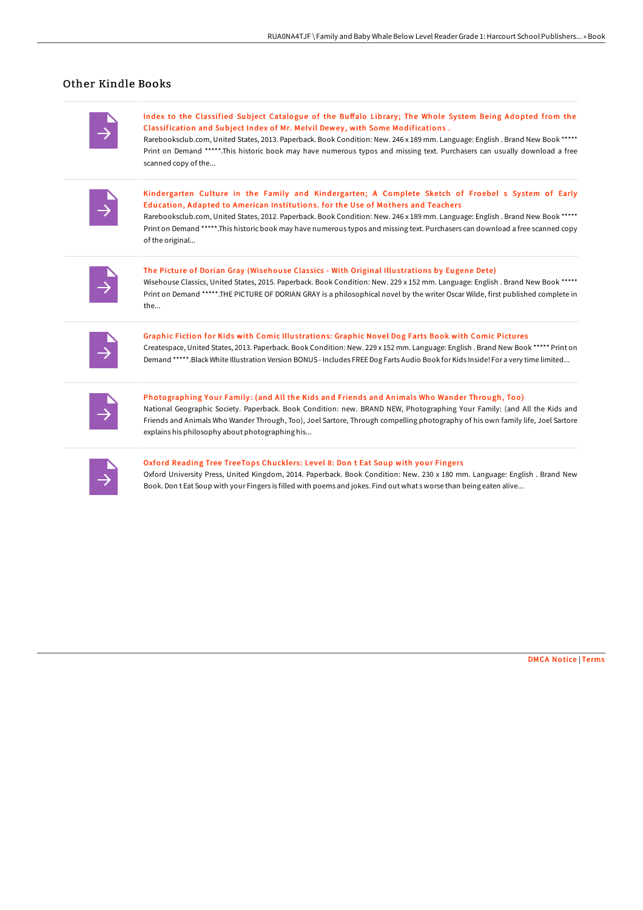## Other Kindle Books

**Index to the Classified Subject Catalogue of the Buffalo Library; The Whole System Being Adopted from the Classification and Subject Index of Mr. Melvil Dewey, with Some Modifications .**

Rarebooksclub.com, United States, 2013. Paperback. Book Condition: New. 246 x 189 mm. Language: English . Brand New Book ***** Print on Demand *****.This historic book may have numerous typos and missing text. Purchasers can usually download a free scanned copy of the...

**Kindergarten Culture in the Family and Kindergarten; A Complete Sketch of Froebel s System of Early Education, Adapted to American Institutions. for the Use of Mothers and Teachers**

Rarebooksclub.com, United States, 2012. Paperback. Book Condition: New. 246 x 189 mm. Language: English . Brand New Book ***** Print on Demand *****.This historic book may have numerous typos and missing text. Purchasers can download a free scanned copy of the original...

**The Picture of Dorian Gray (Wisehouse Classics - With Original Illustrations by Eugene Dete)**

Wisehouse Classics, United States, 2015. Paperback. Book Condition: New. 229 x 152 mm. Language: English . Brand New Book ***** Print on Demand *****.THE PICTURE OF DORIAN GRAY is a philosophical novel by the writer Oscar Wilde, first published complete in the...

**Graphic Fiction for Kids with Comic Illustrations: Graphic Novel Dog Farts Book with Comic Pictures**

Createspace, United States, 2013. Paperback. Book Condition: New. 229 x 152 mm. Language: English . Brand New Book ***** Print on Demand *****.Black White Illustration Version BONUS - Includes FREE Dog Farts Audio Book for Kids Inside! For a very time limited...

**Photographing Your Family: (and All the Kids and Friends and Animals Who Wander Through, Too)**

National Geographic Society. Paperback. Book Condition: new. BRAND NEW, Photographing Your Family: (and All the Kids and Friends and Animals Who Wander Through, Too), Joel Sartore, Through compelling photography of his own family life, Joel Sartore explains his philosophy about photographing his...

**Oxford Reading Tree TreeTops Chucklers: Level 8: Don t Eat Soup with your Fingers**

Oxford University Press, United Kingdom, 2014. Paperback. Book Condition: New. 230 x 180 mm. Language: English . Brand New Book. Don t Eat Soup with your Fingers is filled with poems and jokes. Find out what s worse than being eaten alive...